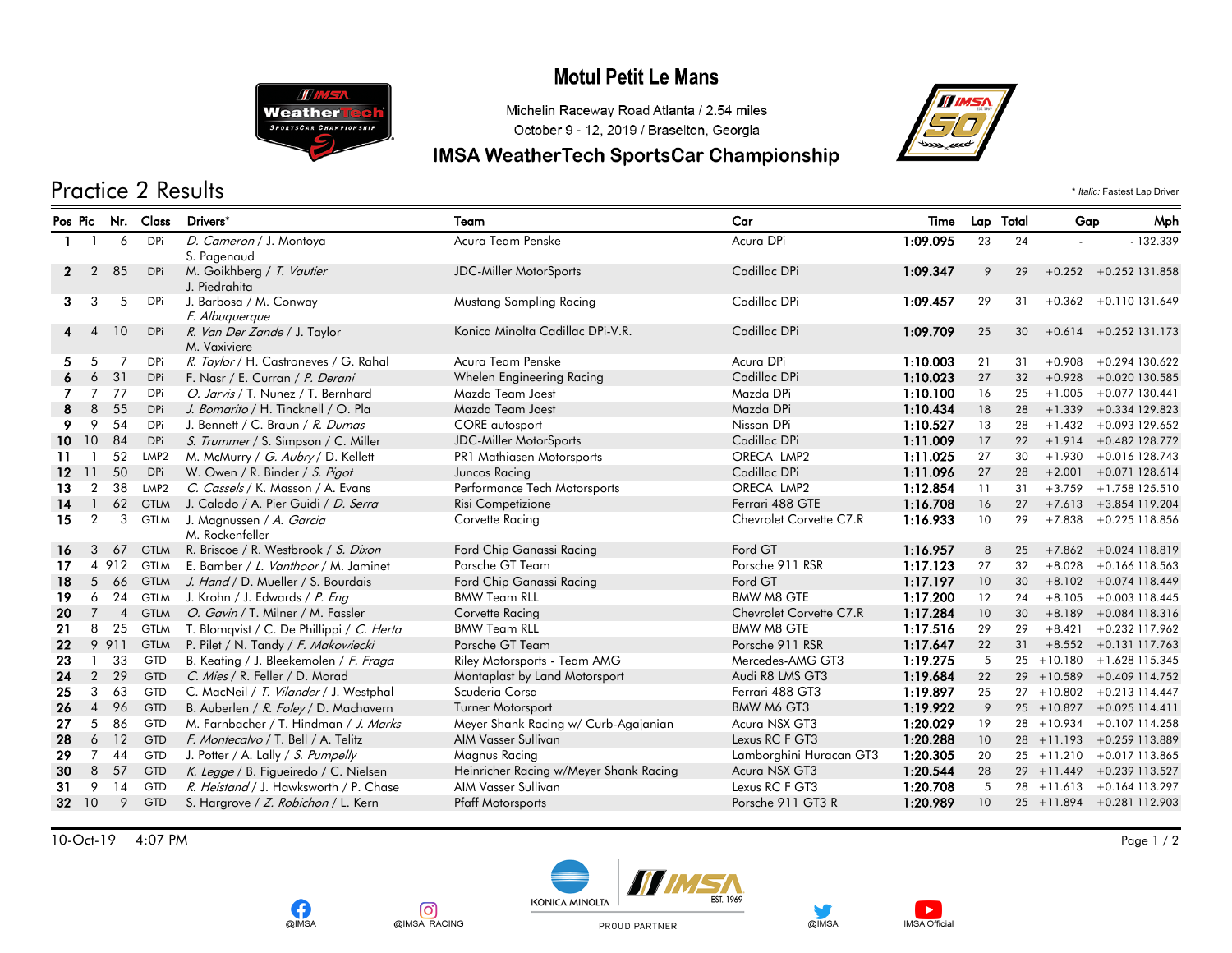# Motul Petit Le Mans

Michelin Raceway Road Atlanta / 2.54 miles
October 9 - 12, 2019 / Braselton, Georgia

## IMSA WeatherTech SportsCar Championship

## Practice 2 Results

\* *Italic:* Fastest Lap Driver

| Pos | Pic | Nr. | Class | Drivers* | Team | Car | Time | Lap | Total | Gap | | Mph |
|---|---|---|---|---|---|---|---|---|---|---|---|---|
| 1 | 1 | 6 | DPi | *D. Cameron* / J. Montoya / S. Pagenaud | Acura Team Penske | Acura DPi | 1:09.095 | 23 | 24 | - | - | 132.339 |
| 2 | 2 | 85 | DPi | M. Goikhberg / *T. Vautier* / J. Piedrahita | JDC-Miller MotorSports | Cadillac DPi | 1:09.347 | 9 | 29 | +0.252 | +0.252 | 131.858 |
| 3 | 3 | 5 | DPi | J. Barbosa / M. Conway / *F. Albuquerque* | Mustang Sampling Racing | Cadillac DPi | 1:09.457 | 29 | 31 | +0.362 | +0.110 | 131.649 |
| 4 | 4 | 10 | DPi | *R. Van Der Zande* / J. Taylor / M. Vaxiviere | Konica Minolta Cadillac DPi-V.R. | Cadillac DPi | 1:09.709 | 25 | 30 | +0.614 | +0.252 | 131.173 |
| 5 | 5 | 7 | DPi | *R. Taylor* / H. Castroneves / G. Rahal | Acura Team Penske | Acura DPi | 1:10.003 | 21 | 31 | +0.908 | +0.294 | 130.622 |
| 6 | 6 | 31 | DPi | F. Nasr / E. Curran / *P. Derani* | Whelen Engineering Racing | Cadillac DPi | 1:10.023 | 27 | 32 | +0.928 | +0.020 | 130.585 |
| 7 | 7 | 77 | DPi | *O. Jarvis* / T. Nunez / T. Bernhard | Mazda Team Joest | Mazda DPi | 1:10.100 | 16 | 25 | +1.005 | +0.077 | 130.441 |
| 8 | 8 | 55 | DPi | *J. Bomarito* / H. Tincknell / O. Pla | Mazda Team Joest | Mazda DPi | 1:10.434 | 18 | 28 | +1.339 | +0.334 | 129.823 |
| 9 | 9 | 54 | DPi | J. Bennett / C. Braun / *R. Dumas* | CORE autosport | Nissan DPi | 1:10.527 | 13 | 28 | +1.432 | +0.093 | 129.652 |
| 10 | 10 | 84 | DPi | *S. Trummer* / S. Simpson / C. Miller | JDC-Miller MotorSports | Cadillac DPi | 1:11.009 | 17 | 22 | +1.914 | +0.482 | 128.772 |
| 11 | 1 | 52 | LMP2 | M. McMurry / *G. Aubry* / D. Kellett | PR1 Mathiasen Motorsports | ORECA LMP2 | 1:11.025 | 27 | 30 | +1.930 | +0.016 | 128.743 |
| 12 | 11 | 50 | DPi | W. Owen / R. Binder / *S. Pigot* | Juncos Racing | Cadillac DPi | 1:11.096 | 27 | 28 | +2.001 | +0.071 | 128.614 |
| 13 | 2 | 38 | LMP2 | *C. Cassels* / K. Masson / A. Evans | Performance Tech Motorsports | ORECA LMP2 | 1:12.854 | 11 | 31 | +3.759 | +1.758 | 125.510 |
| 14 | 1 | 62 | GTLM | J. Calado / A. Pier Guidi / *D. Serra* | Risi Competizione | Ferrari 488 GTE | 1:16.708 | 16 | 27 | +7.613 | +3.854 | 119.204 |
| 15 | 2 | 3 | GTLM | J. Magnussen / *A. Garcia* / M. Rockenfeller | Corvette Racing | Chevrolet Corvette C7.R | 1:16.933 | 10 | 29 | +7.838 | +0.225 | 118.856 |
| 16 | 3 | 67 | GTLM | R. Briscoe / R. Westbrook / *S. Dixon* | Ford Chip Ganassi Racing | Ford GT | 1:16.957 | 8 | 25 | +7.862 | +0.024 | 118.819 |
| 17 | 4 | 912 | GTLM | E. Bamber / *L. Vanthoor* / M. Jaminet | Porsche GT Team | Porsche 911 RSR | 1:17.123 | 27 | 32 | +8.028 | +0.166 | 118.563 |
| 18 | 5 | 66 | GTLM | *J. Hand* / D. Mueller / S. Bourdais | Ford Chip Ganassi Racing | Ford GT | 1:17.197 | 10 | 30 | +8.102 | +0.074 | 118.449 |
| 19 | 6 | 24 | GTLM | J. Krohn / J. Edwards / *P. Eng* | BMW Team RLL | BMW M8 GTE | 1:17.200 | 12 | 24 | +8.105 | +0.003 | 118.445 |
| 20 | 7 | 4 | GTLM | *O. Gavin* / T. Milner / M. Fassler | Corvette Racing | Chevrolet Corvette C7.R | 1:17.284 | 10 | 30 | +8.189 | +0.084 | 118.316 |
| 21 | 8 | 25 | GTLM | T. Blomqvist / C. De Phillippi / *C. Herta* | BMW Team RLL | BMW M8 GTE | 1:17.516 | 29 | 29 | +8.421 | +0.232 | 117.962 |
| 22 | 9 | 911 | GTLM | P. Pilet / N. Tandy / *F. Makowiecki* | Porsche GT Team | Porsche 911 RSR | 1:17.647 | 22 | 31 | +8.552 | +0.131 | 117.763 |
| 23 | 1 | 33 | GTD | B. Keating / J. Bleekemolen / *F. Fraga* | Riley Motorsports - Team AMG | Mercedes-AMG GT3 | 1:19.275 | 5 | 25 | +10.180 | +1.628 | 115.345 |
| 24 | 2 | 29 | GTD | *C. Mies* / R. Feller / D. Morad | Montaplast by Land Motorsport | Audi R8 LMS GT3 | 1:19.684 | 22 | 29 | +10.589 | +0.409 | 114.752 |
| 25 | 3 | 63 | GTD | C. MacNeil / *T. Vilander* / J. Westphal | Scuderia Corsa | Ferrari 488 GT3 | 1:19.897 | 25 | 27 | +10.802 | +0.213 | 114.447 |
| 26 | 4 | 96 | GTD | B. Auberlen / *R. Foley* / D. Machavern | Turner Motorsport | BMW M6 GT3 | 1:19.922 | 9 | 25 | +10.827 | +0.025 | 114.411 |
| 27 | 5 | 86 | GTD | M. Farnbacher / T. Hindman / *J. Marks* | Meyer Shank Racing w/ Curb-Agajanian | Acura NSX GT3 | 1:20.029 | 19 | 28 | +10.934 | +0.107 | 114.258 |
| 28 | 6 | 12 | GTD | *F. Montecalvo* / T. Bell / A. Telitz | AIM Vasser Sullivan | Lexus RC F GT3 | 1:20.288 | 10 | 28 | +11.193 | +0.259 | 113.889 |
| 29 | 7 | 44 | GTD | J. Potter / A. Lally / *S. Pumpelly* | Magnus Racing | Lamborghini Huracan GT3 | 1:20.305 | 20 | 25 | +11.210 | +0.017 | 113.865 |
| 30 | 8 | 57 | GTD | *K. Legge* / B. Figueiredo / C. Nielsen | Heinricher Racing w/Meyer Shank Racing | Acura NSX GT3 | 1:20.544 | 28 | 29 | +11.449 | +0.239 | 113.527 |
| 31 | 9 | 14 | GTD | *R. Heistand* / J. Hawksworth / P. Chase | AIM Vasser Sullivan | Lexus RC F GT3 | 1:20.708 | 5 | 28 | +11.613 | +0.164 | 113.297 |
| 32 | 10 | 9 | GTD | S. Hargrove / *Z. Robichon* / L. Kern | Pfaff Motorsports | Porsche 911 GT3 R | 1:20.989 | 10 | 25 | +11.894 | +0.281 | 112.903 |

10-Oct-19 4:07 PM

@IMSA @IMSA_RACING KONICA MINOLTA PROUD PARTNER @IMSA IMSA Official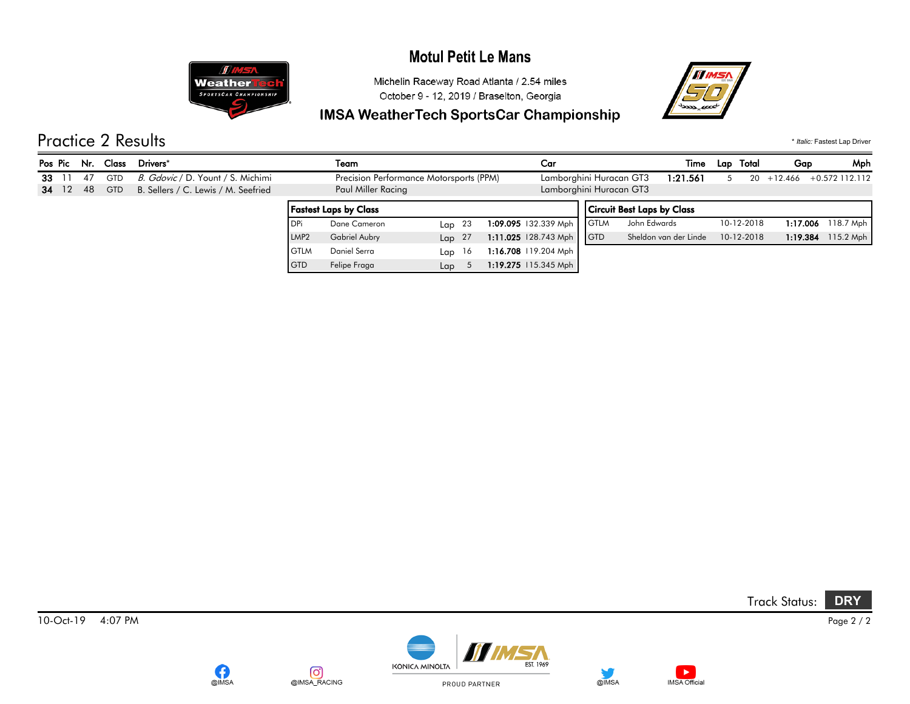# Motul Petit Le Mans

Michelin Raceway Road Atlanta / 2.54 miles
October 9 - 12, 2019 / Braselton, Georgia

## IMSA WeatherTech SportsCar Championship

## Practice 2 Results

\* *Italic:* Fastest Lap Driver

| Pos | Pic | Nr. | Class | Drivers* | Team | Car | Time | Lap | Total | Gap | | Mph |
|---|---|---|---|---|---|---|---|---|---|---|---|---|
| **33** | 11 | 47 | GTD | *B. Gdovic* / D. Yount / S. Michimi | Precision Performance Motorsports (PPM) | Lamborghini Huracan GT3 | **1:21.561** | 5 | 20 | +12.466 | +0.572 | 112.112 |
| **34** | 12 | 48 | GTD | B. Sellers / C. Lewis / M. Seefried | Paul Miller Racing | Lamborghini Huracan GT3 | | | | | | |

**Fastest Laps by Class**

| Class | Driver | | Lap | Time | Speed |
|---|---|---|---|---|---|
| DPi | Dane Cameron | Lap | 23 | **1:09.095** | 132.339 Mph |
| LMP2 | Gabriel Aubry | Lap | 27 | **1:11.025** | 128.743 Mph |
| GTLM | Daniel Serra | Lap | 16 | **1:16.708** | 119.204 Mph |
| GTD | Felipe Fraga | Lap | 5 | **1:19.275** | 115.345 Mph |

**Circuit Best Laps by Class**

| Class | Driver | Date | Time | Speed |
|---|---|---|---|---|
| GTLM | John Edwards | 10-12-2018 | **1:17.006** | 118.7 Mph |
| GTD | Sheldon van der Linde | 10-12-2018 | **1:19.384** | 115.2 Mph |

Track Status: **DRY**

10-Oct-19 4:07 PM